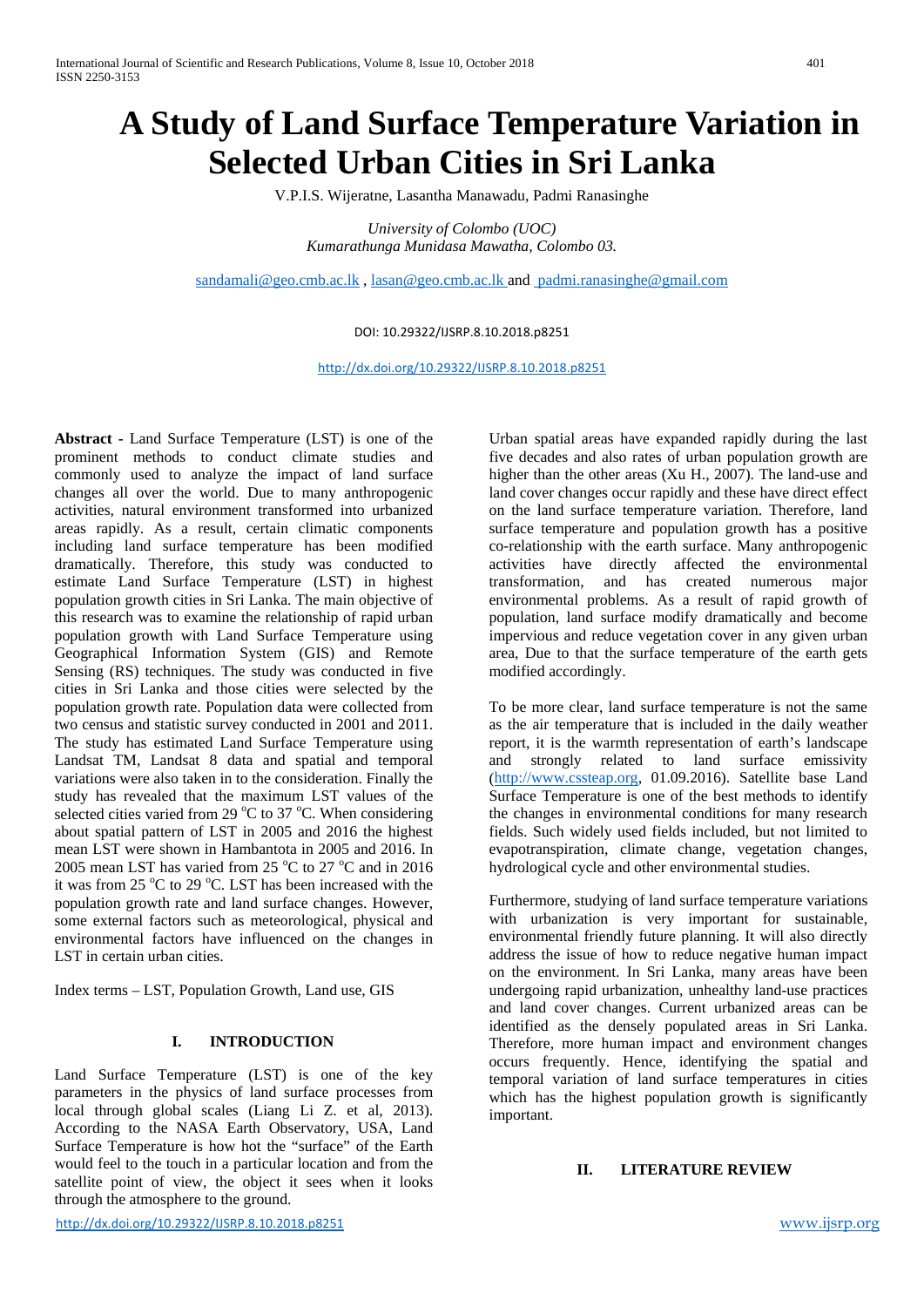# A Study of Land Surface Temperature Variation in Selected Urban Cities in Sri Lanka

V.P.I.S. Wijeratne, Lasantha Manawadu, Padmi Ranasinghe

*University of Colombo (UOC)*
*Kumarathunga Munidasa Mawatha, Colombo 03.*

sandamali@geo.cmb.ac.lk , lasan@geo.cmb.ac.lk and padmi.ranasinghe@gmail.com

DOI: 10.29322/IJSRP.8.10.2018.p8251

http://dx.doi.org/10.29322/IJSRP.8.10.2018.p8251

**Abstract -** Land Surface Temperature (LST) is one of the prominent methods to conduct climate studies and commonly used to analyze the impact of land surface changes all over the world. Due to many anthropogenic activities, natural environment transformed into urbanized areas rapidly. As a result, certain climatic components including land surface temperature has been modified dramatically. Therefore, this study was conducted to estimate Land Surface Temperature (LST) in highest population growth cities in Sri Lanka. The main objective of this research was to examine the relationship of rapid urban population growth with Land Surface Temperature using Geographical Information System (GIS) and Remote Sensing (RS) techniques. The study was conducted in five cities in Sri Lanka and those cities were selected by the population growth rate. Population data were collected from two census and statistic survey conducted in 2001 and 2011. The study has estimated Land Surface Temperature using Landsat TM, Landsat 8 data and spatial and temporal variations were also taken in to the consideration. Finally the study has revealed that the maximum LST values of the selected cities varied from 29 $^{o}$C to 37 $^{o}$C. When considering about spatial pattern of LST in 2005 and 2016 the highest mean LST were shown in Hambantota in 2005 and 2016. In 2005 mean LST has varied from 25 $^{o}$C to 27 $^{o}$C and in 2016 it was from 25 $^{o}$C to 29 $^{o}$C. LST has been increased with the population growth rate and land surface changes. However, some external factors such as meteorological, physical and environmental factors have influenced on the changes in LST in certain urban cities.

Index terms – LST, Population Growth, Land use, GIS

## I. INTRODUCTION

Land Surface Temperature (LST) is one of the key parameters in the physics of land surface processes from local through global scales (Liang Li Z. et al, 2013). According to the NASA Earth Observatory, USA, Land Surface Temperature is how hot the "surface" of the Earth would feel to the touch in a particular location and from the satellite point of view, the object it sees when it looks through the atmosphere to the ground.

Urban spatial areas have expanded rapidly during the last five decades and also rates of urban population growth are higher than the other areas (Xu H., 2007). The land-use and land cover changes occur rapidly and these have direct effect on the land surface temperature variation. Therefore, land surface temperature and population growth has a positive co-relationship with the earth surface. Many anthropogenic activities have directly affected the environmental transformation, and has created numerous major environmental problems. As a result of rapid growth of population, land surface modify dramatically and become impervious and reduce vegetation cover in any given urban area, Due to that the surface temperature of the earth gets modified accordingly.

To be more clear, land surface temperature is not the same as the air temperature that is included in the daily weather report, it is the warmth representation of earth's landscape and strongly related to land surface emissivity (http://www.cssteap.org, 01.09.2016). Satellite base Land Surface Temperature is one of the best methods to identify the changes in environmental conditions for many research fields. Such widely used fields included, but not limited to evapotranspiration, climate change, vegetation changes, hydrological cycle and other environmental studies.

Furthermore, studying of land surface temperature variations with urbanization is very important for sustainable, environmental friendly future planning. It will also directly address the issue of how to reduce negative human impact on the environment. In Sri Lanka, many areas have been undergoing rapid urbanization, unhealthy land-use practices and land cover changes. Current urbanized areas can be identified as the densely populated areas in Sri Lanka. Therefore, more human impact and environment changes occurs frequently. Hence, identifying the spatial and temporal variation of land surface temperatures in cities which has the highest population growth is significantly important.

## II. LITERATURE REVIEW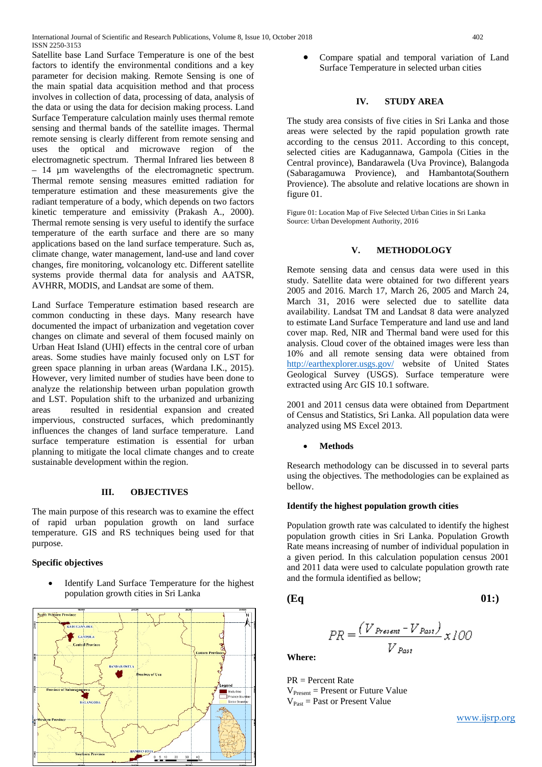Satellite base Land Surface Temperature is one of the best factors to identify the environmental conditions and a key parameter for decision making. Remote Sensing is one of the main spatial data acquisition method and that process involves in collection of data, processing of data, analysis of the data or using the data for decision making process. Land Surface Temperature calculation mainly uses thermal remote sensing and thermal bands of the satellite images. Thermal remote sensing is clearly different from remote sensing and uses the optical and microwave region of the electromagnetic spectrum. Thermal Infrared lies between 8 – 14 µm wavelengths of the electromagnetic spectrum. Thermal remote sensing measures emitted radiation for temperature estimation and these measurements give the radiant temperature of a body, which depends on two factors kinetic temperature and emissivity (Prakash A., 2000). Thermal remote sensing is very useful to identify the surface temperature of the earth surface and there are so many applications based on the land surface temperature. Such as, climate change, water management, land-use and land cover changes, fire monitoring, volcanology etc. Different satellite systems provide thermal data for analysis and AATSR, AVHRR, MODIS, and Landsat are some of them.

Land Surface Temperature estimation based research are common conducting in these days. Many research have documented the impact of urbanization and vegetation cover changes on climate and several of them focused mainly on Urban Heat Island (UHI) effects in the central core of urban areas. Some studies have mainly focused only on LST for green space planning in urban areas (Wardana I.K., 2015). However, very limited number of studies have been done to analyze the relationship between urban population growth and LST. Population shift to the urbanized and urbanizing areas resulted in residential expansion and created impervious, constructed surfaces, which predominantly influences the changes of land surface temperature. Land surface temperature estimation is essential for urban planning to mitigate the local climate changes and to create sustainable development within the region.

## III. OBJECTIVES

The main purpose of this research was to examine the effect of rapid urban population growth on land surface temperature. GIS and RS techniques being used for that purpose.

**Specific objectives**

- Identify Land Surface Temperature for the highest population growth cities in Sri Lanka
- Compare spatial and temporal variation of Land Surface Temperature in selected urban cities

## IV. STUDY AREA

The study area consists of five cities in Sri Lanka and those areas were selected by the rapid population growth rate according to the census 2011. According to this concept, selected cities are Kadugannawa, Gampola (Cities in the Central province), Bandarawela (Uva Province), Balangoda (Sabaragamuwa Provience), and Hambantota(Southern Provience). The absolute and relative locations are shown in figure 01.

Figure 01: Location Map of Five Selected Urban Cities in Sri Lanka
Source: Urban Development Authority, 2016

## V. METHODOLOGY

Remote sensing data and census data were used in this study. Satellite data were obtained for two different years 2005 and 2016. March 17, March 26, 2005 and March 24, March 31, 2016 were selected due to satellite data availability. Landsat TM and Landsat 8 data were analyzed to estimate Land Surface Temperature and land use and land cover map. Red, NIR and Thermal band were used for this analysis. Cloud cover of the obtained images were less than 10% and all remote sensing data were obtained from http://earthexplorer.usgs.gov/ website of United States Geological Survey (USGS). Surface temperature were extracted using Arc GIS 10.1 software.

2001 and 2011 census data were obtained from Department of Census and Statistics, Sri Lanka. All population data were analyzed using MS Excel 2013.

- **Methods**

Research methodology can be discussed in to several parts using the objectives. The methodologies can be explained as bellow.

**Identify the highest population growth cities**

Population growth rate was calculated to identify the highest population growth cities in Sri Lanka. Population Growth Rate means increasing of number of individual population in a given period. In this calculation population census 2001 and 2011 data were used to calculate population growth rate and the formula identified as bellow;

**(Eq 01:)**

$$PR = \frac{(V_{Present} - V_{Past})}{V_{Past}} x\,100$$

**Where:**

PR = Percent Rate
$V_{Present}$ = Present or Future Value
$V_{Past}$ = Past or Present Value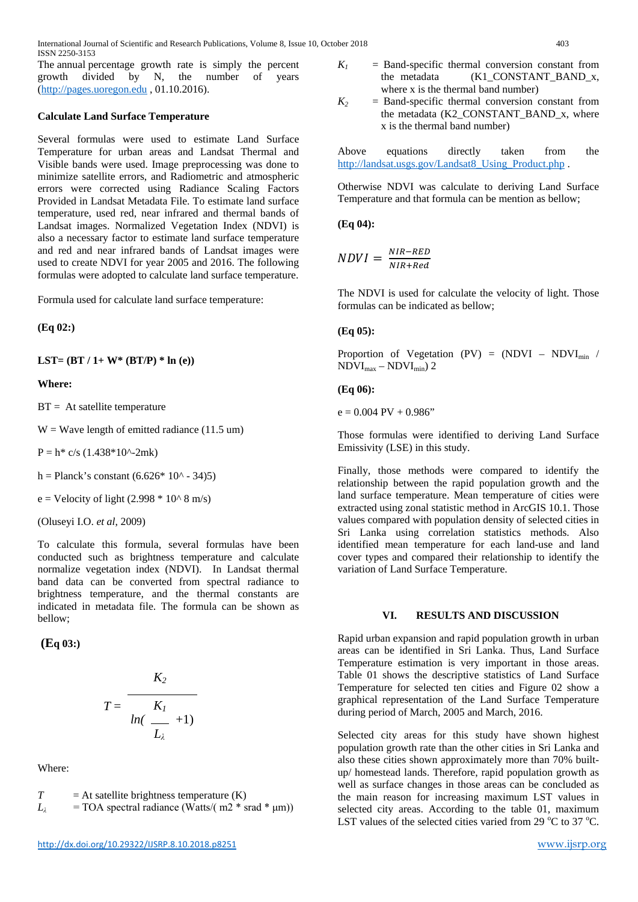The annual percentage growth rate is simply the percent growth divided by N, the number of years (http://pages.uoregon.edu , 01.10.2016).

**Calculate Land Surface Temperature**

Several formulas were used to estimate Land Surface Temperature for urban areas and Landsat Thermal and Visible bands were used. Image preprocessing was done to minimize satellite errors, and Radiometric and atmospheric errors were corrected using Radiance Scaling Factors Provided in Landsat Metadata File. To estimate land surface temperature, used red, near infrared and thermal bands of Landsat images. Normalized Vegetation Index (NDVI) is also a necessary factor to estimate land surface temperature and red and near infrared bands of Landsat images were used to create NDVI for year 2005 and 2016. The following formulas were adopted to calculate land surface temperature.

Formula used for calculate land surface temperature:

**(Eq 02:)**

**LST= (BT / 1+ W* (BT/P) * ln (e))**

**Where:**

BT = At satellite temperature

W = Wave length of emitted radiance (11.5 um)

P = h* c/s (1.438*10^-2mk)

h = Planck's constant (6.626* 10^ - 34)5)

e = Velocity of light (2.998 * 10^ 8 m/s)

(Oluseyi I.O. *et al*, 2009)

To calculate this formula, several formulas have been conducted such as brightness temperature and calculate normalize vegetation index (NDVI). In Landsat thermal band data can be converted from spectral radiance to brightness temperature, and the thermal constants are indicated in metadata file. The formula can be shown as bellow;

**(Eq 03:)**

$$T = \frac{K_2}{ln(\frac{K_1}{L_\lambda} + 1)}$$

Where:

$T$ = At satellite brightness temperature (K)

$L_\lambda$ = TOA spectral radiance (Watts/( m2 * srad * μm))

$K_1$ = Band-specific thermal conversion constant from the metadata (K1_CONSTANT_BAND_x, where x is the thermal band number)

$K_2$ = Band-specific thermal conversion constant from the metadata (K2_CONSTANT_BAND_x, where x is the thermal band number)

Above equations directly taken from the http://landsat.usgs.gov/Landsat8_Using_Product.php .

Otherwise NDVI was calculate to deriving Land Surface Temperature and that formula can be mention as bellow;

**(Eq 04):**

$$NDVI = \frac{NIR - RED}{NIR + Red}$$

The NDVI is used for calculate the velocity of light. Those formulas can be indicated as bellow;

**(Eq 05):**

Proportion of Vegetation (PV) = (NDVI – $NDVI_{min}$ / $NDVI_{max}$ – $NDVI_{min}$) 2

**(Eq 06):**

e = 0.004 PV + 0.986"

Those formulas were identified to deriving Land Surface Emissivity (LSE) in this study.

Finally, those methods were compared to identify the relationship between the rapid population growth and the land surface temperature. Mean temperature of cities were extracted using zonal statistic method in ArcGIS 10.1. Those values compared with population density of selected cities in Sri Lanka using correlation statistics methods. Also identified mean temperature for each land-use and land cover types and compared their relationship to identify the variation of Land Surface Temperature.

## VI. RESULTS AND DISCUSSION

Rapid urban expansion and rapid population growth in urban areas can be identified in Sri Lanka. Thus, Land Surface Temperature estimation is very important in those areas. Table 01 shows the descriptive statistics of Land Surface Temperature for selected ten cities and Figure 02 show a graphical representation of the Land Surface Temperature during period of March, 2005 and March, 2016.

Selected city areas for this study have shown highest population growth rate than the other cities in Sri Lanka and also these cities shown approximately more than 70% built-up/ homestead lands. Therefore, rapid population growth as well as surface changes in those areas can be concluded as the main reason for increasing maximum LST values in selected city areas. According to the table 01, maximum LST values of the selected cities varied from 29 $^{o}$C to 37 $^{o}$C.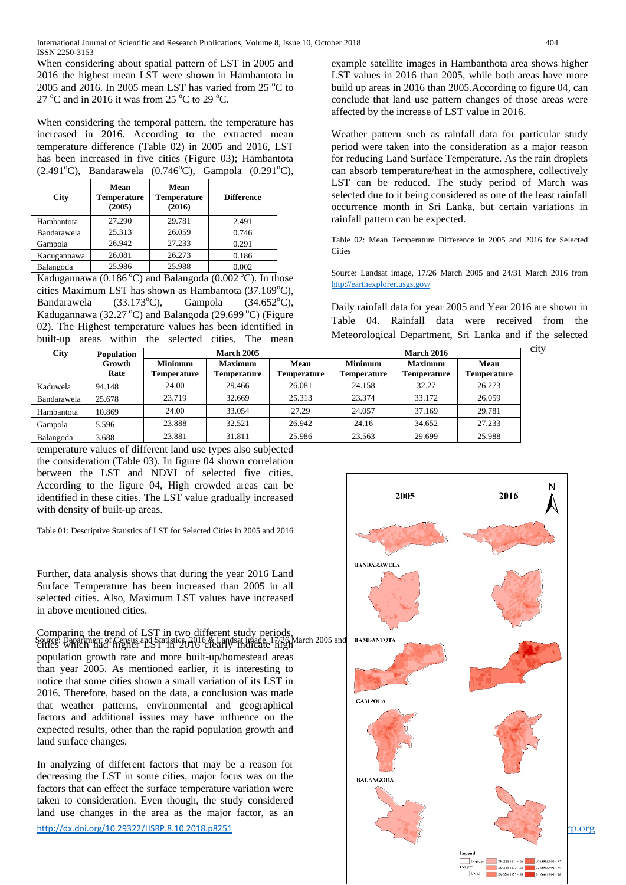When considering about spatial pattern of LST in 2005 and 2016 the highest mean LST were shown in Hambantota in 2005 and 2016. In 2005 mean LST has varied from 25 °C to 27 °C and in 2016 it was from 25 °C to 29 °C.

When considering the temporal pattern, the temperature has increased in 2016. According to the extracted mean temperature difference (Table 02) in 2005 and 2016, LST has been increased in five cities (Figure 03); Hambantota (2.491°C), Bandarawela (0.746°C), Gampola (0.291°C), Kadugannawa (0.186 °C) and Balangoda (0.002 °C). In those cities Maximum LST has shown as Hambantota (37.169°C), Bandarawela (33.173°C), Gampola (34.652°C), Kadugannawa (32.27 °C) and Balangoda (29.699 °C) (Figure 02). The Highest temperature values has been identified in built-up areas within the selected cities. The mean temperature values of different land use types also subjected the consideration (Table 03). In figure 04 shown correlation between the LST and NDVI of selected five cities. According to the figure 04, High crowded areas can be identified in these cities. The LST value gradually increased with density of built-up areas.

| City | Population Growth Rate | March 2005 | | | March 2016 | | |
|---|---|---|---|---|---|---|---|
| | | Minimum Temperature | Maximum Temperature | Mean Temperature | Minimum Temperature | Maximum Temperature | Mean Temperature |
| Kaduwela | 94.148 | 24.00 | 29.466 | 26.081 | 24.158 | 32.27 | 26.273 |
| Bandarawela | 25.678 | 23.719 | 32.669 | 25.313 | 23.374 | 33.172 | 26.059 |
| Hambantota | 10.869 | 24.00 | 33.054 | 27.29 | 24.057 | 37.169 | 29.781 |
| Gampola | 5.596 | 23.888 | 32.521 | 26.942 | 24.16 | 34.652 | 27.233 |
| Balangoda | 3.688 | 23.881 | 31.811 | 25.986 | 23.563 | 29.699 | 25.988 |

Table 01: Descriptive Statistics of LST for Selected Cities in 2005 and 2016

Source: Department of Census and Statistics, 2016 & Landsat image, 17/26 March 2005 and

Further, data analysis shows that during the year 2016 Land Surface Temperature has been increased than 2005 in all selected cities. Also, Maximum LST values have increased in above mentioned cities.

Comparing the trend of LST in two different study periods, cities which had higher LST in 2016 clearly indicate high population growth rate and more built-up/homestead areas than year 2005. As mentioned earlier, it is interesting to notice that some cities shown a small variation of its LST in 2016. Therefore, based on the data, a conclusion was made that weather patterns, environmental and geographical factors and additional issues may have influence on the expected results, other than the rapid population growth and land surface changes.

In analyzing of different factors that may be a reason for decreasing the LST in some cities, major focus was on the factors that can effect the surface temperature variation were taken to consideration. Even though, the study considered land use changes in the area as the major factor, as an example satellite images in Hambanthota area shows higher LST values in 2016 than 2005, while both areas have more build up areas in 2016 than 2005.According to figure 04, can conclude that land use pattern changes of those areas were affected by the increase of LST value in 2016.

Weather pattern such as rainfall data for particular study period were taken into the consideration as a major reason for reducing Land Surface Temperature. As the rain droplets can absorb temperature/heat in the atmosphere, collectively LST can be reduced. The study period of March was selected due to it being considered as one of the least rainfall occurrence month in Sri Lanka, but certain variations in rainfall pattern can be expected.

| City | Mean Temperature (2005) | Mean Temperature (2016) | Difference |
|---|---|---|---|
| Hambantota | 27.290 | 29.781 | 2.491 |
| Bandarawela | 25.313 | 26.059 | 0.746 |
| Gampola | 26.942 | 27.233 | 0.291 |
| Kadugannawa | 26.081 | 26.273 | 0.186 |
| Balangoda | 25.986 | 25.988 | 0.002 |

Table 02: Mean Temperature Difference in 2005 and 2016 for Selected Cities

Source: Landsat image, 17/26 March 2005 and 24/31 March 2016 from http://earthexplorer.usgs.gov/

Daily rainfall data for year 2005 and Year 2016 are shown in Table 04. Rainfall data were received from the Meteorological Department, Sri Lanka and if the selected city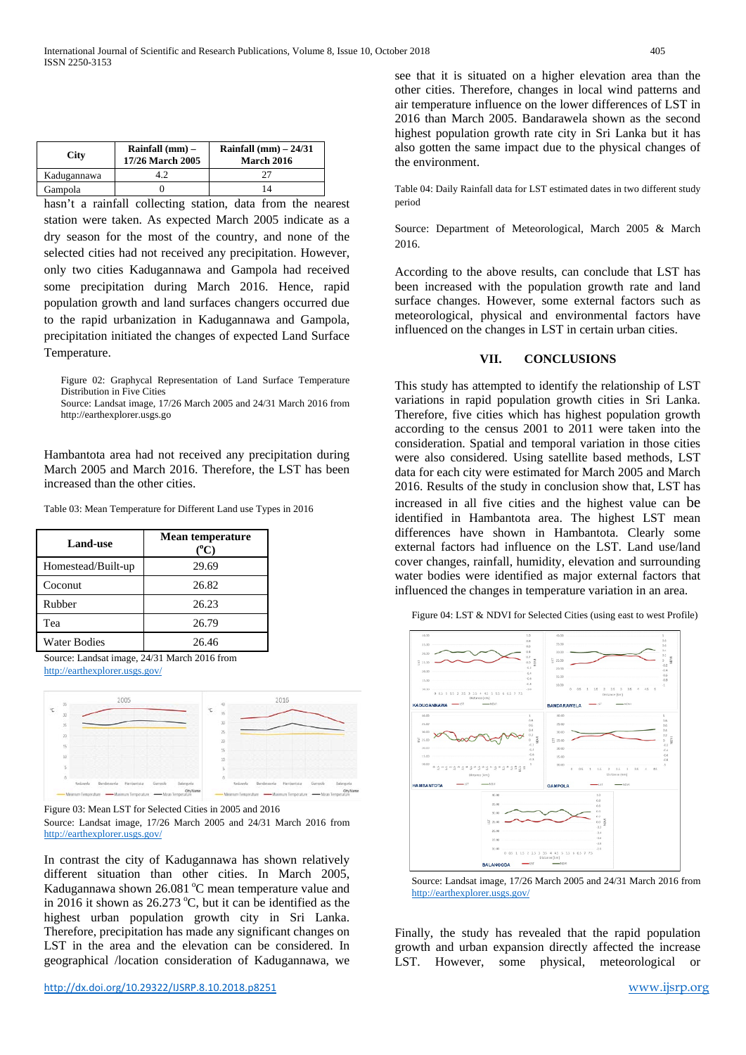| City | Rainfall (mm) – 17/26 March 2005 | Rainfall (mm) – 24/31 March 2016 |
|---|---|---|
| Kadugannawa | 4.2 | 27 |
| Gampola | 0 | 14 |

Table 04: Daily Rainfall data for LST estimated dates in two different study period

Source: Department of Meteorological, March 2005 & March 2016.

hasn't a rainfall collecting station, data from the nearest station were taken. As expected March 2005 indicate as a dry season for the most of the country, and none of the selected cities had not received any precipitation. However, only two cities Kadugannawa and Gampola had received some precipitation during March 2016. Hence, rapid population growth and land surfaces changers occurred due to the rapid urbanization in Kadugannawa and Gampola, precipitation initiated the changes of expected Land Surface Temperature.

Figure 02: Graphycal Representation of Land Surface Temperature Distribution in Five Cities
Source: Landsat image, 17/26 March 2005 and 24/31 March 2016 from http://earthexplorer.usgs.go

Hambantota area had not received any precipitation during March 2005 and March 2016. Therefore, the LST has been increased than the other cities.

Table 03: Mean Temperature for Different Land use Types in 2016

| Land-use | Mean temperature (°C) |
|---|---|
| Homestead/Built-up | 29.69 |
| Coconut | 26.82 |
| Rubber | 26.23 |
| Tea | 26.79 |
| Water Bodies | 26.46 |

Source: Landsat image, 24/31 March 2016 from http://earthexplorer.usgs.gov/

Figure 03: Mean LST for Selected Cities in 2005 and 2016
Source: Landsat image, 17/26 March 2005 and 24/31 March 2016 from http://earthexplorer.usgs.gov/

In contrast the city of Kadugannawa has shown relatively different situation than other cities. In March 2005, Kadugannawa shown 26.081 °C mean temperature value and in 2016 it shown as 26.273 °C, but it can be identified as the highest urban population growth city in Sri Lanka. Therefore, precipitation has made any significant changes on LST in the area and the elevation can be considered. In geographical /location consideration of Kadugannawa, we see that it is situated on a higher elevation area than the other cities. Therefore, changes in local wind patterns and air temperature influence on the lower differences of LST in 2016 than March 2005. Bandarawela shown as the second highest population growth rate city in Sri Lanka but it has also gotten the same impact due to the physical changes of the environment.

According to the above results, can conclude that LST has been increased with the population growth rate and land surface changes. However, some external factors such as meteorological, physical and environmental factors have influenced on the changes in LST in certain urban cities.

## VII. CONCLUSIONS

This study has attempted to identify the relationship of LST variations in rapid population growth cities in Sri Lanka. Therefore, five cities which has highest population growth according to the census 2001 to 2011 were taken into the consideration. Spatial and temporal variation in those cities were also considered. Using satellite based methods, LST data for each city were estimated for March 2005 and March 2016. Results of the study in conclusion show that, LST has increased in all five cities and the highest value can be identified in Hambantota area. The highest LST mean differences have shown in Hambantota. Clearly some external factors had influence on the LST. Land use/land cover changes, rainfall, humidity, elevation and surrounding water bodies were identified as major external factors that influenced the changes in temperature variation in an area.

Figure 04: LST & NDVI for Selected Cities (using east to west Profile)

Source: Landsat image, 17/26 March 2005 and 24/31 March 2016 from http://earthexplorer.usgs.gov/

Finally, the study has revealed that the rapid population growth and urban expansion directly affected the increase LST. However, some physical, meteorological or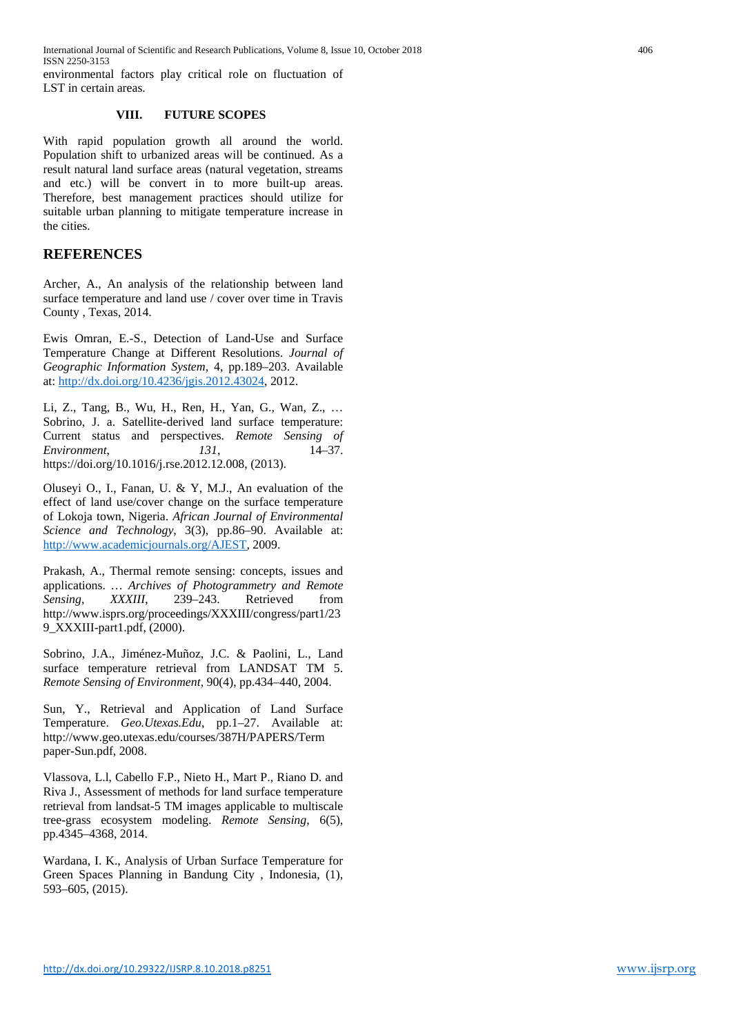environmental factors play critical role on fluctuation of LST in certain areas.

### VIII. FUTURE SCOPES

With rapid population growth all around the world. Population shift to urbanized areas will be continued. As a result natural land surface areas (natural vegetation, streams and etc.) will be convert in to more built-up areas. Therefore, best management practices should utilize for suitable urban planning to mitigate temperature increase in the cities.

## REFERENCES

Archer, A., An analysis of the relationship between land surface temperature and land use / cover over time in Travis County , Texas, 2014.

Ewis Omran, E.-S., Detection of Land-Use and Surface Temperature Change at Different Resolutions. *Journal of Geographic Information System*, 4, pp.189–203. Available at: http://dx.doi.org/10.4236/jgis.2012.43024, 2012.

Li, Z., Tang, B., Wu, H., Ren, H., Yan, G., Wan, Z., … Sobrino, J. a. Satellite-derived land surface temperature: Current status and perspectives. *Remote Sensing of Environment*, *131*, 14–37. https://doi.org/10.1016/j.rse.2012.12.008, (2013).

Oluseyi O., I., Fanan, U. & Y, M.J., An evaluation of the effect of land use/cover change on the surface temperature of Lokoja town, Nigeria. *African Journal of Environmental Science and Technology*, 3(3), pp.86–90. Available at: http://www.academicjournals.org/AJEST, 2009.

Prakash, A., Thermal remote sensing: concepts, issues and applications. … *Archives of Photogrammetry and Remote Sensing*, *XXXIII*, 239–243. Retrieved from http://www.isprs.org/proceedings/XXXIII/congress/part1/239_XXXIII-part1.pdf, (2000).

Sobrino, J.A., Jiménez-Muñoz, J.C. & Paolini, L., Land surface temperature retrieval from LANDSAT TM 5. *Remote Sensing of Environment*, 90(4), pp.434–440, 2004.

Sun, Y., Retrieval and Application of Land Surface Temperature. *Geo.Utexas.Edu*, pp.1–27. Available at: http://www.geo.utexas.edu/courses/387H/PAPERS/Term paper-Sun.pdf, 2008.

Vlassova, L.l, Cabello F.P., Nieto H., Mart P., Riano D. and Riva J., Assessment of methods for land surface temperature retrieval from landsat-5 TM images applicable to multiscale tree-grass ecosystem modeling. *Remote Sensing*, 6(5), pp.4345–4368, 2014.

Wardana, I. K., Analysis of Urban Surface Temperature for Green Spaces Planning in Bandung City , Indonesia, (1), 593–605, (2015).